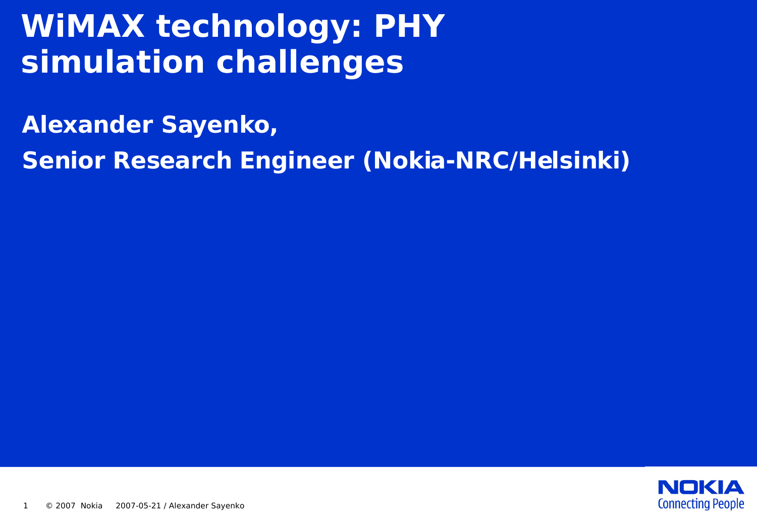# WiMAX technology: PHY simulation challenges

**Alexander Sayenko,**

**Senior Research Engineer (Nokia-NRC/Helsinki)**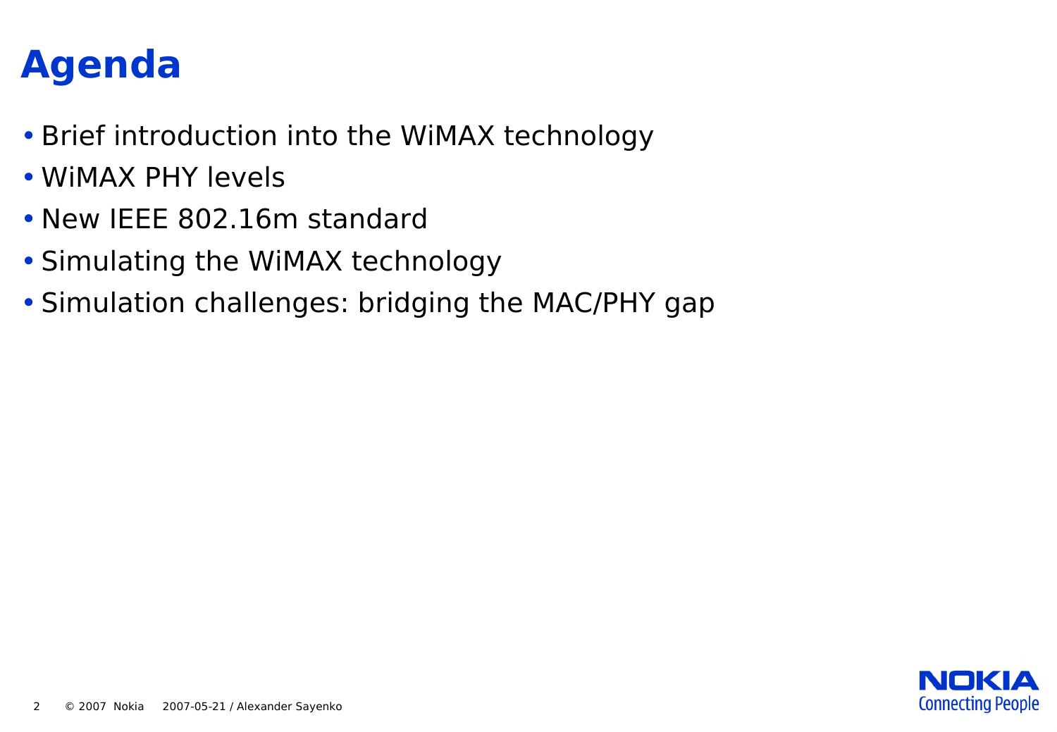# Agenda

- Brief introduction into the WiMAX technology
- WiMAX PHY levels
- New IEEE 802.16m standard
- Simulating the WiMAX technology
- Simulation challenges: bridging the MAC/PHY gap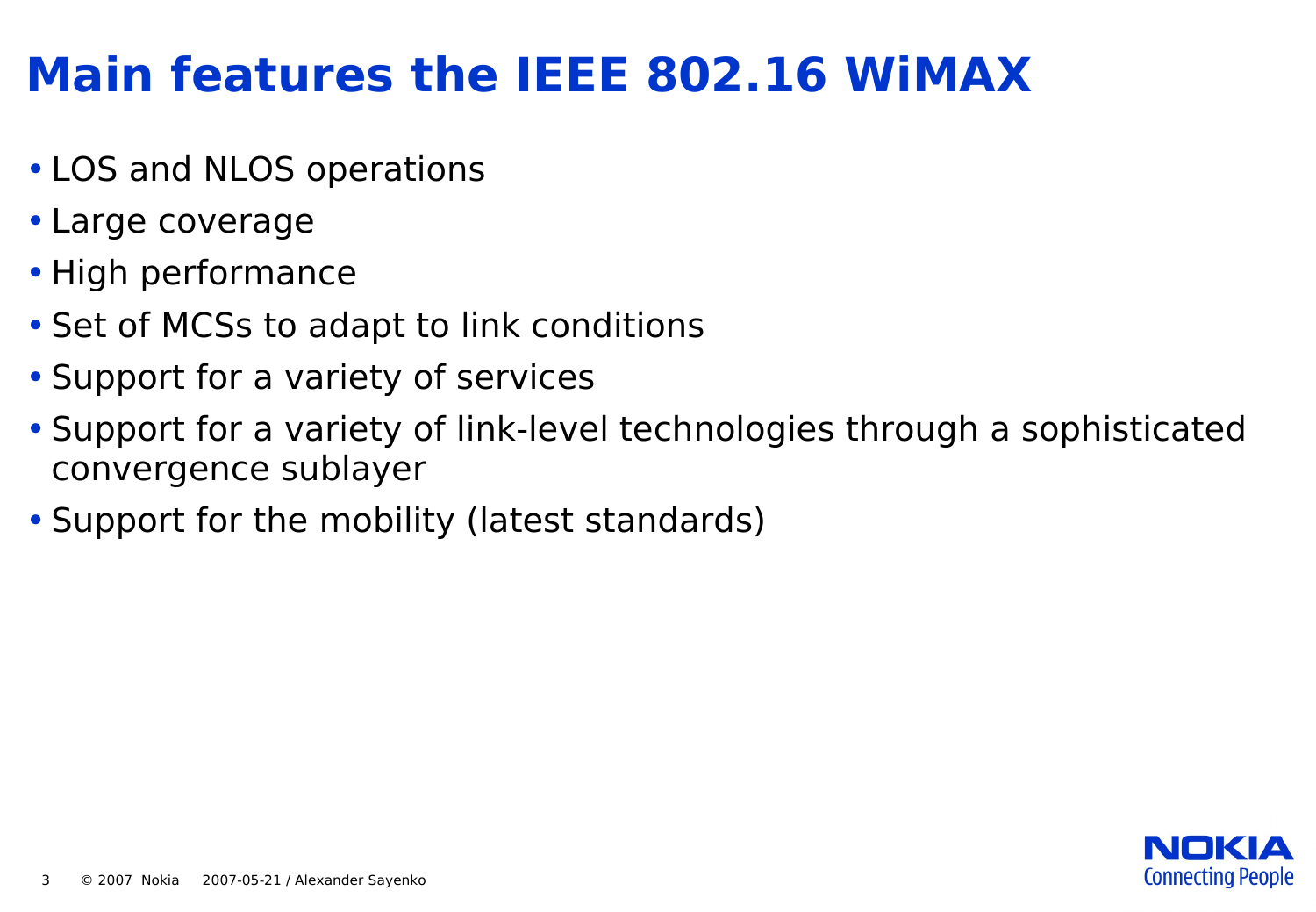# Main features the IEEE 802.16 WiMAX

- LOS and NLOS operations
- Large coverage
- High performance
- Set of MCSs to adapt to link conditions
- Support for a variety of services
- Support for a variety of link-level technologies through a sophisticated convergence sublayer
- Support for the mobility (latest standards)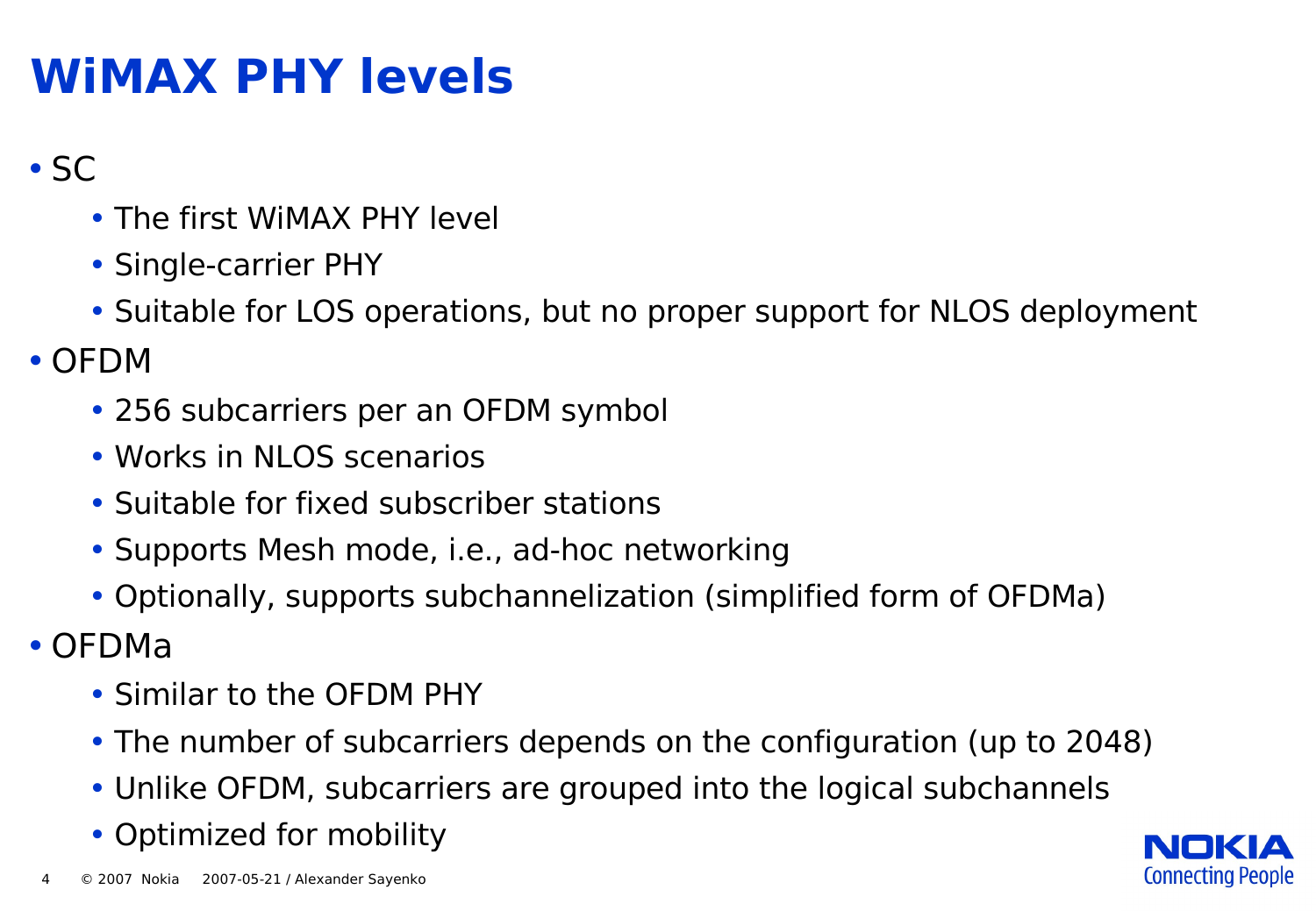# WiMAX PHY levels

- SC
  - The first WiMAX PHY level
  - Single-carrier PHY
  - Suitable for LOS operations, but no proper support for NLOS deployment
- OFDM
  - 256 subcarriers per an OFDM symbol
  - Works in NLOS scenarios
  - Suitable for fixed subscriber stations
  - Supports Mesh mode, i.e., ad-hoc networking
  - Optionally, supports subchannelization (simplified form of OFDMa)
- OFDMa
  - Similar to the OFDM PHY
  - The number of subcarriers depends on the configuration (up to 2048)
  - Unlike OFDM, subcarriers are grouped into the logical subchannels
  - Optimized for mobility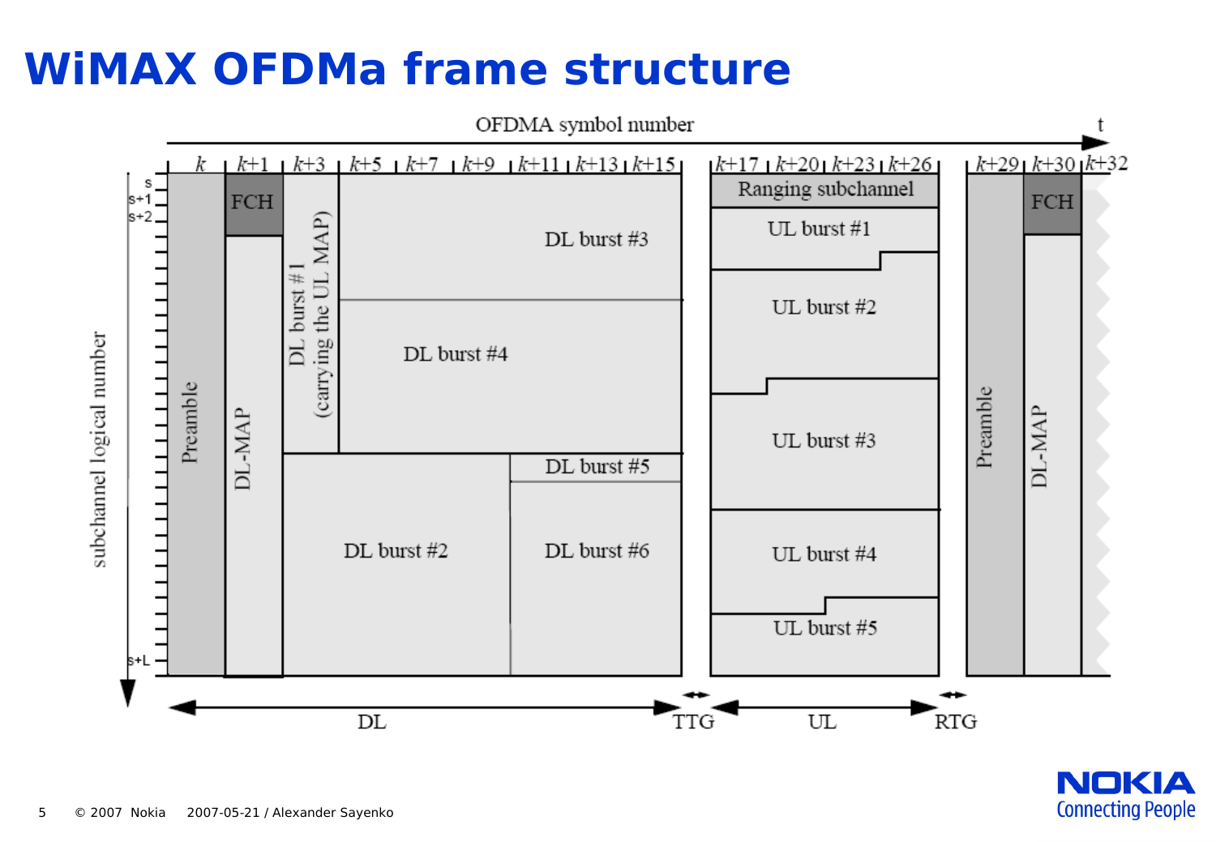# WiMAX OFDMa frame structure

OFDMA symbol number

t

k | k+1 | k+3 | k+5 | k+7 | k+9 | k+11 | k+13 | k+15 | k+17 | k+20 | k+23 | k+26 | k+29 | k+30 | k+32

subchannel logical number

s

s+1

s+2

s+L

Preamble

FCH

DL-MAP

DL burst #1 (carrying the UL MAP)

DL burst #3

DL burst #4

DL burst #5

DL burst #2

DL burst #6

Ranging subchannel

UL burst #1

UL burst #2

UL burst #3

UL burst #4

UL burst #5

Preamble

FCH

DL-MAP

DL

TTG

UL

RTG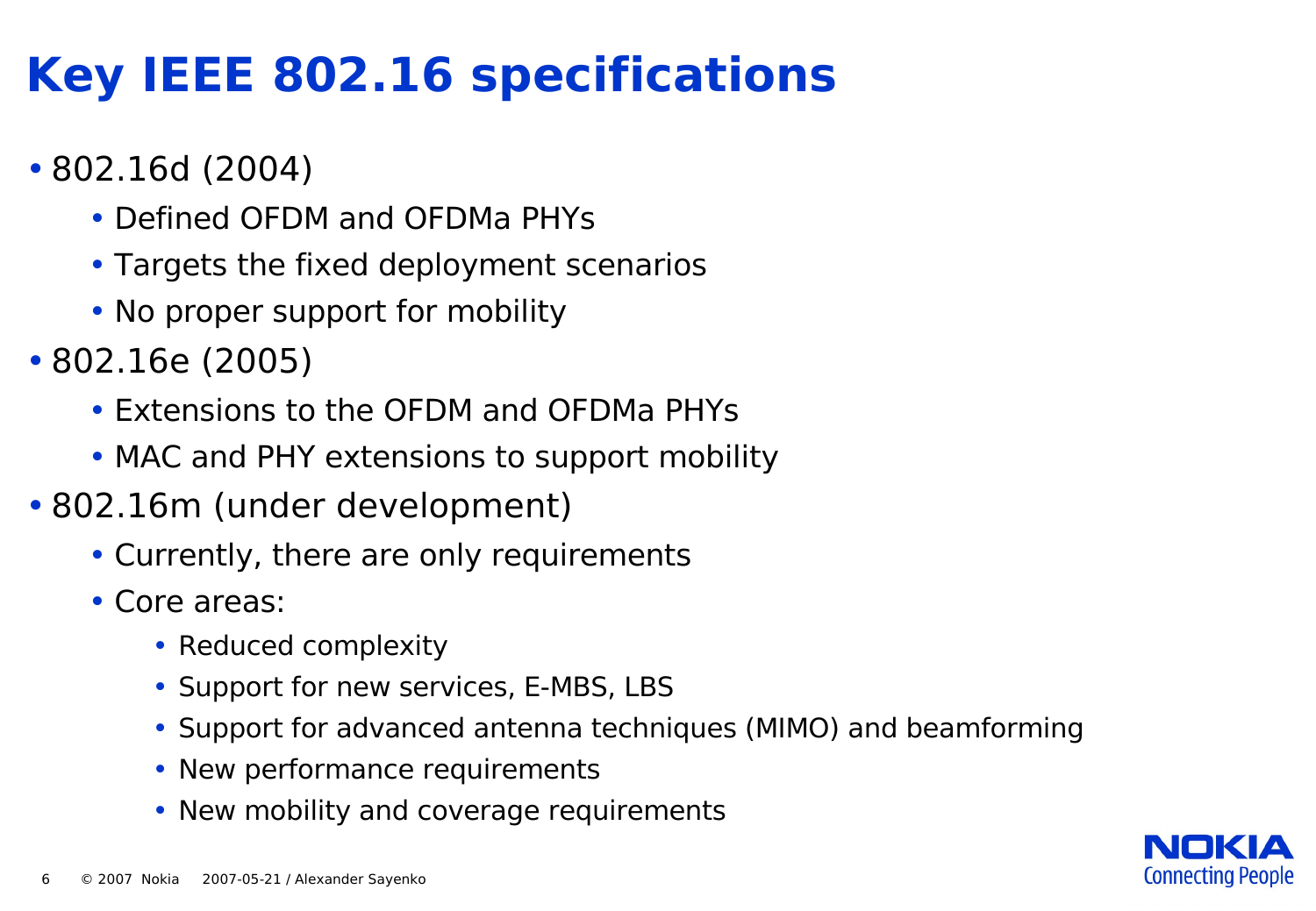# Key IEEE 802.16 specifications

- 802.16d (2004)
  - Defined OFDM and OFDMa PHYs
  - Targets the fixed deployment scenarios
  - No proper support for mobility
- 802.16e (2005)
  - Extensions to the OFDM and OFDMa PHYs
  - MAC and PHY extensions to support mobility
- 802.16m (under development)
  - Currently, there are only requirements
  - Core areas:
    - Reduced complexity
    - Support for new services, E-MBS, LBS
    - Support for advanced antenna techniques (MIMO) and beamforming
    - New performance requirements
    - New mobility and coverage requirements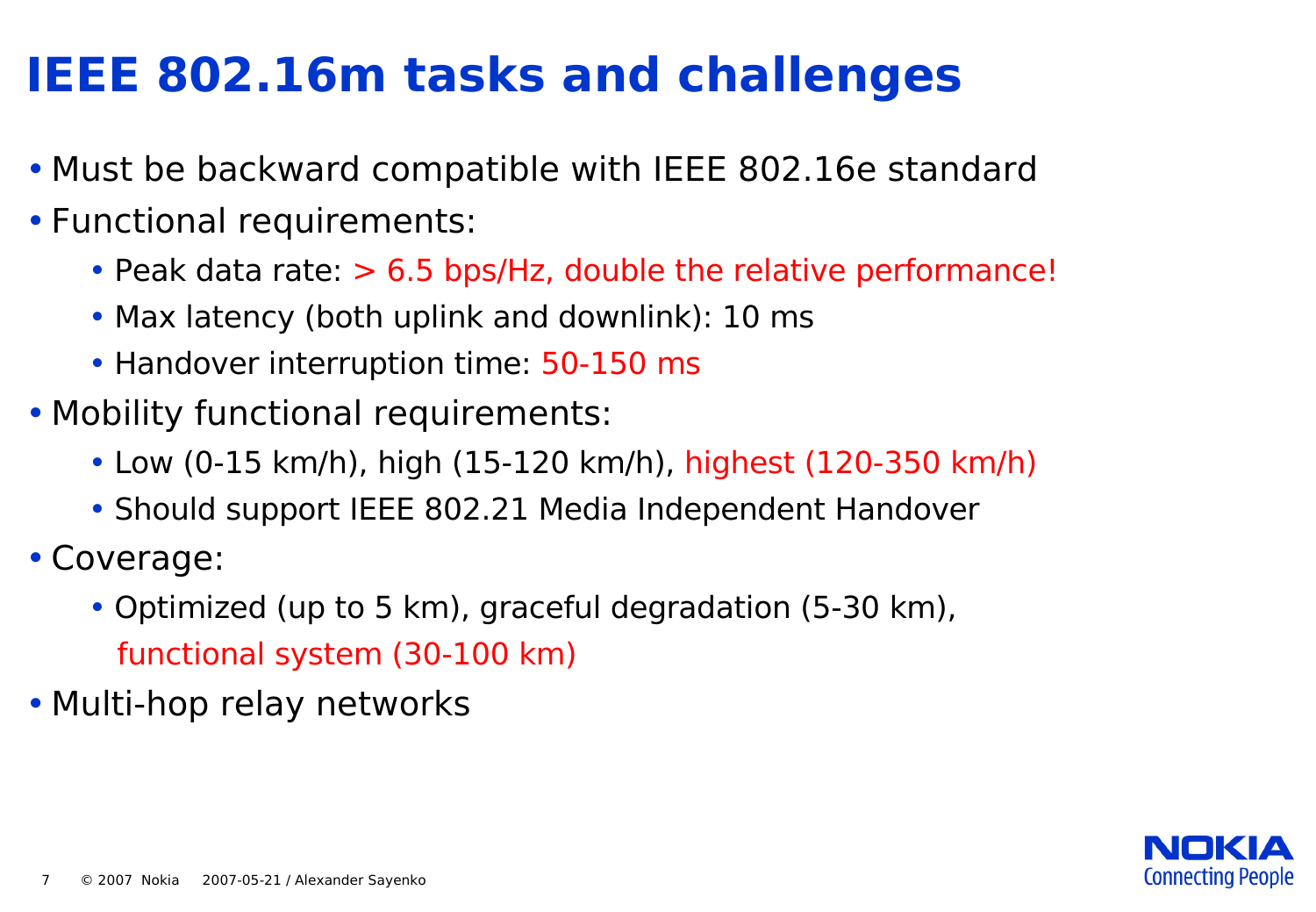# IEEE 802.16m tasks and challenges

- Must be backward compatible with IEEE 802.16e standard
- Functional requirements:
  - Peak data rate: > 6.5 bps/Hz, double the relative performance!
  - Max latency (both uplink and downlink): 10 ms
  - Handover interruption time: 50-150 ms
- Mobility functional requirements:
  - Low (0-15 km/h), high (15-120 km/h), highest (120-350 km/h)
  - Should support IEEE 802.21 Media Independent Handover
- Coverage:
  - Optimized (up to 5 km), graceful degradation (5-30 km), functional system (30-100 km)
- Multi-hop relay networks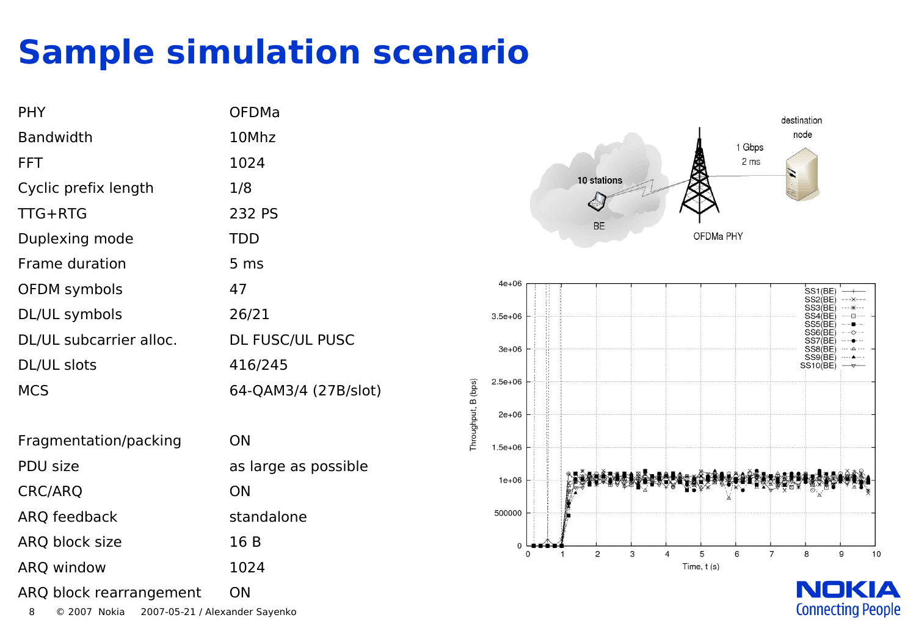# Sample simulation scenario

| | |
|---|---|
| PHY | OFDMa |
| Bandwidth | 10Mhz |
| FFT | 1024 |
| Cyclic prefix length | 1/8 |
| TTG+RTG | 232 PS |
| Duplexing mode | TDD |
| Frame duration | 5 ms |
| OFDM symbols | 47 |
| DL/UL symbols | 26/21 |
| DL/UL subcarrier alloc. | DL FUSC/UL PUSC |
| DL/UL slots | 416/245 |
| MCS | 64-QAM3/4 (27B/slot) |

| | |
|---|---|
| Fragmentation/packing | ON |
| PDU size | as large as possible |
| CRC/ARQ | ON |
| ARQ feedback | standalone |
| ARQ block size | 16 B |
| ARQ window | 1024 |
| ARQ block rearrangement | ON |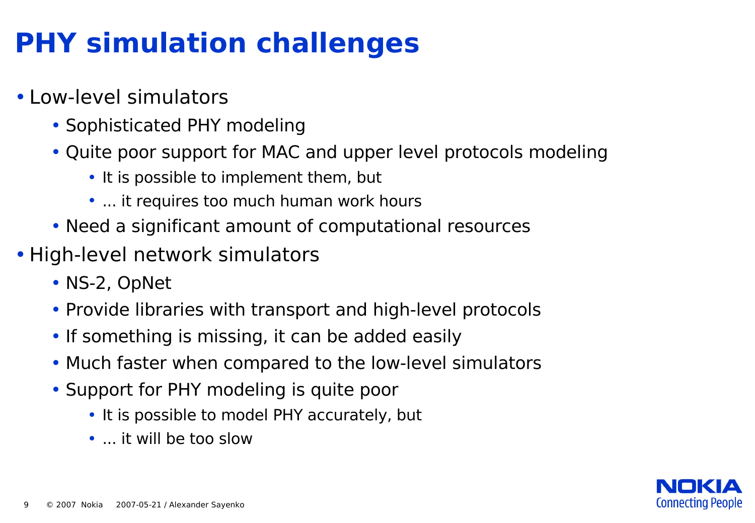# PHY simulation challenges

- Low-level simulators
  - Sophisticated PHY modeling
  - Quite poor support for MAC and upper level protocols modeling
    - It is possible to implement them, but
    - ... it requires too much human work hours
  - Need a significant amount of computational resources
- High-level network simulators
  - NS-2, OpNet
  - Provide libraries with transport and high-level protocols
  - If something is missing, it can be added easily
  - Much faster when compared to the low-level simulators
  - Support for PHY modeling is quite poor
    - It is possible to model PHY accurately, but
    - ... it will be too slow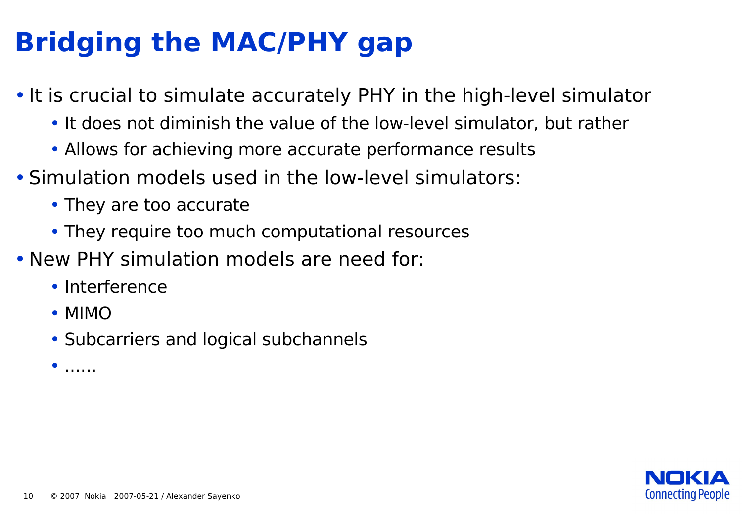# Bridging the MAC/PHY gap

- It is crucial to simulate accurately PHY in the high-level simulator
  - It does not diminish the value of the low-level simulator, but rather
  - Allows for achieving more accurate performance results
- Simulation models used in the low-level simulators:
  - They are too accurate
  - They require too much computational resources
- New PHY simulation models are need for:
  - Interference
  - MIMO
  - Subcarriers and logical subchannels
  - ......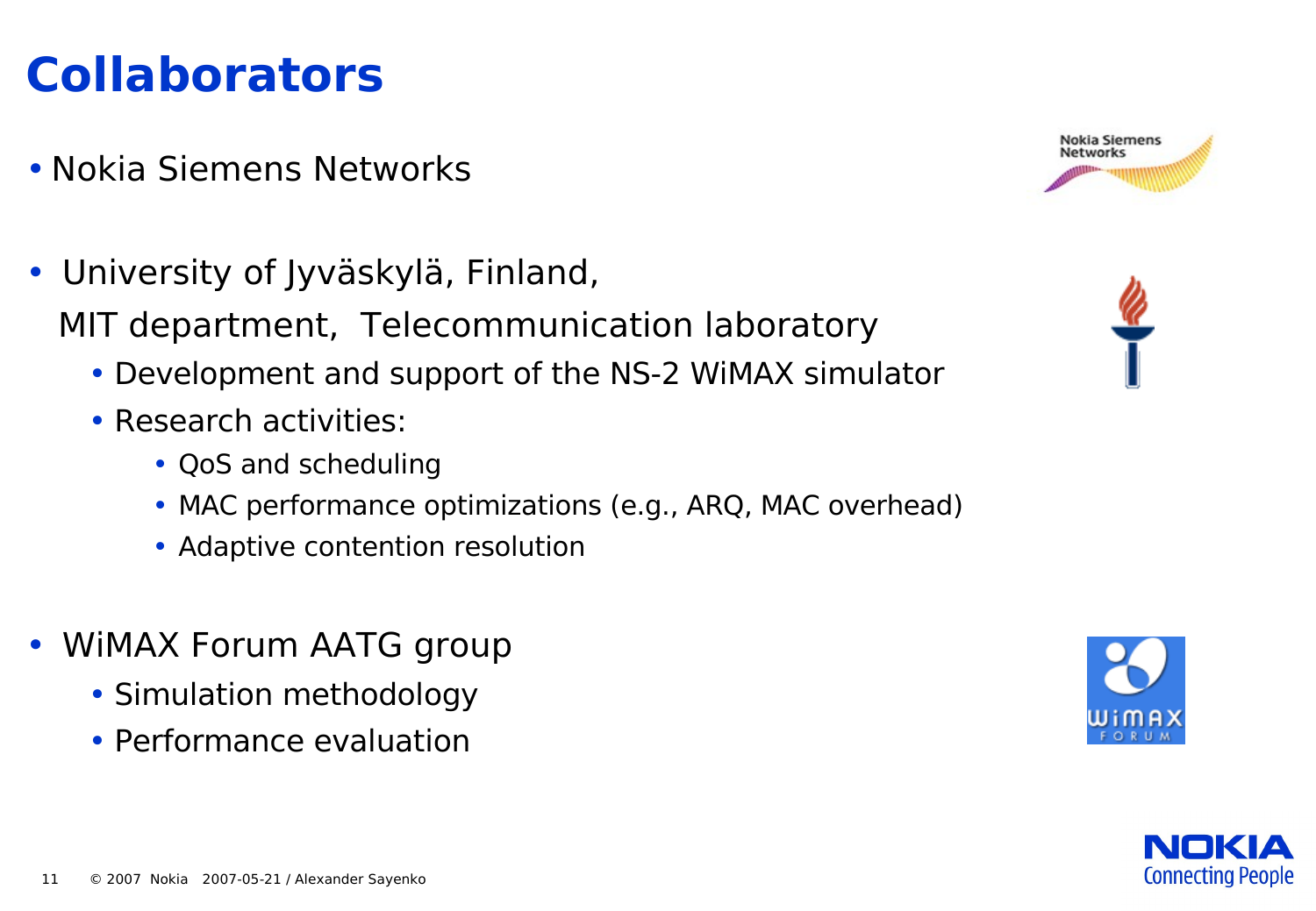# Collaborators

- Nokia Siemens Networks

- University of Jyväskylä, Finland,
  MIT department,  Telecommunication laboratory
  - Development and support of the NS-2 WiMAX simulator
  - Research activities:
    - QoS and scheduling
    - MAC performance optimizations (e.g., ARQ, MAC overhead)
    - Adaptive contention resolution

- WiMAX Forum AATG group
  - Simulation methodology
  - Performance evaluation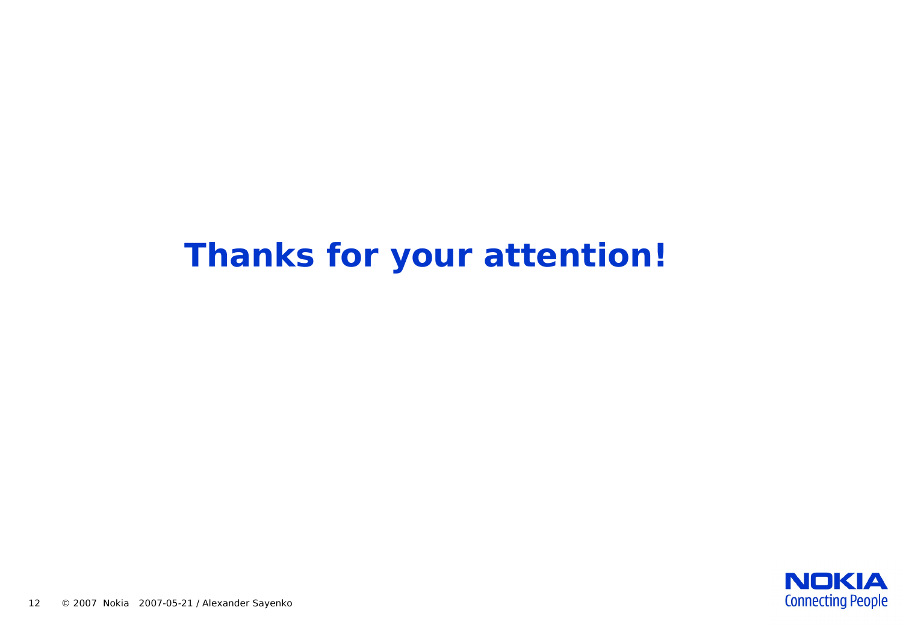# Thanks for your attention!